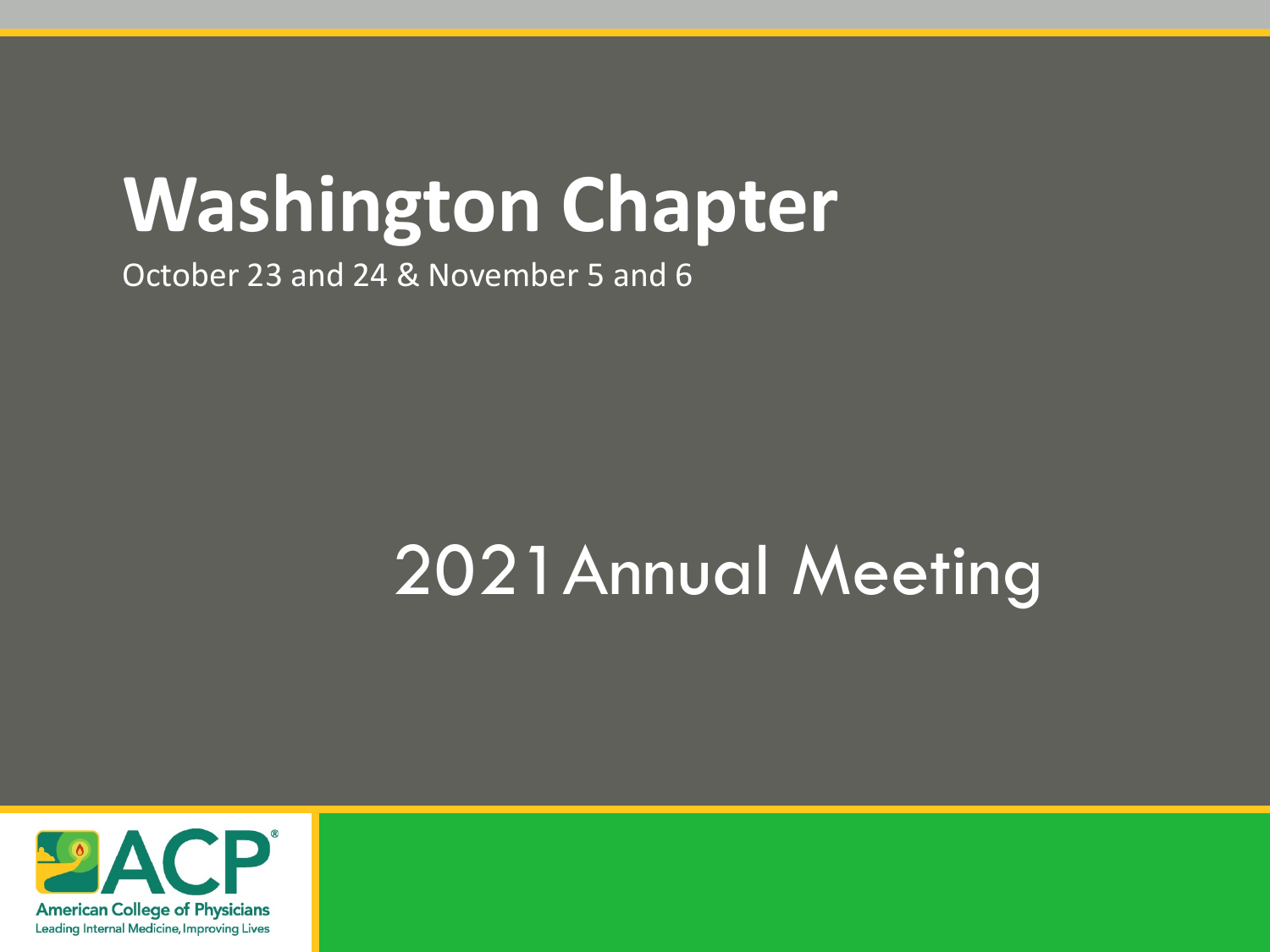# Washington Chapter

October 23 and 24 & November 5 and 6

## 2021 Annual Meeting

American College of Physicians
Leading Internal Medicine, Improving Lives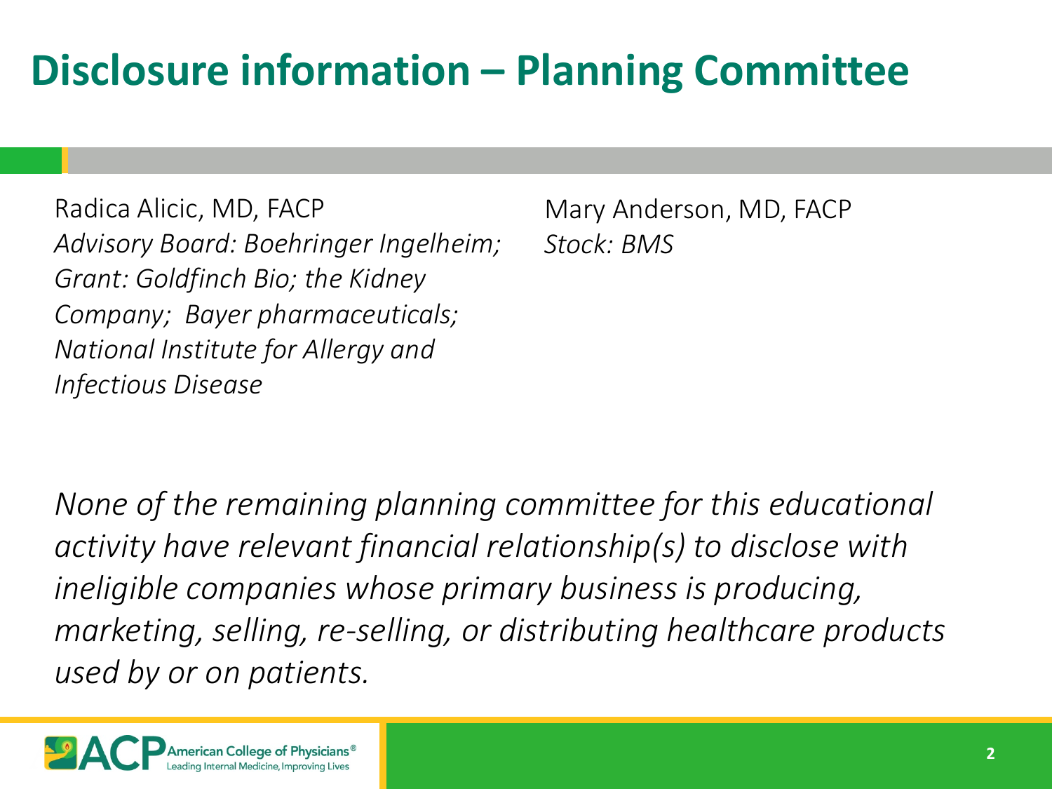# Disclosure information – Planning Committee

Radica Alicic, MD, FACP
*Advisory Board: Boehringer Ingelheim; Grant: Goldfinch Bio; the Kidney Company; Bayer pharmaceuticals; National Institute for Allergy and Infectious Disease*

Mary Anderson, MD, FACP
*Stock: BMS*

*None of the remaining planning committee for this educational activity have relevant financial relationship(s) to disclose with ineligible companies whose primary business is producing, marketing, selling, re-selling, or distributing healthcare products used by or on patients.*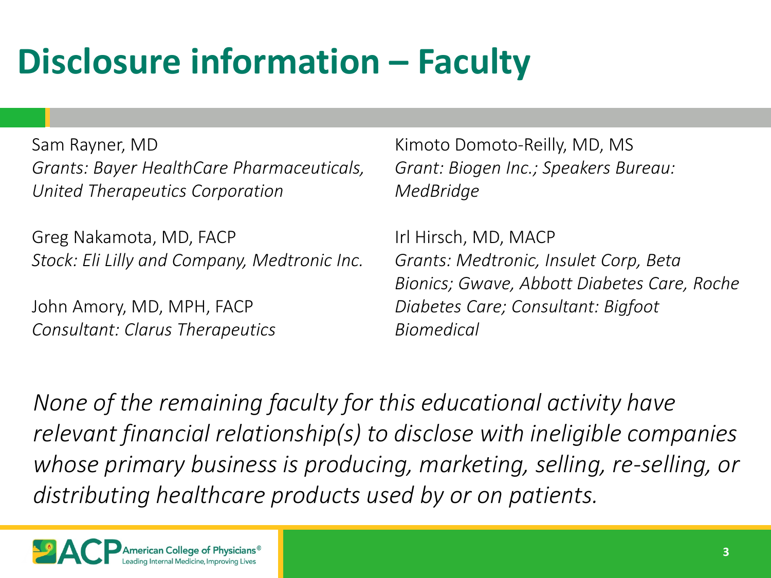# Disclosure information – Faculty

Sam Rayner, MD
*Grants: Bayer HealthCare Pharmaceuticals, United Therapeutics Corporation*

Greg Nakamota, MD, FACP
*Stock: Eli Lilly and Company, Medtronic Inc.*

John Amory, MD, MPH, FACP
*Consultant: Clarus Therapeutics*

Kimoto Domoto-Reilly, MD, MS
*Grant: Biogen Inc.; Speakers Bureau: MedBridge*

Irl Hirsch, MD, MACP
*Grants: Medtronic, Insulet Corp, Beta Bionics; Gwave, Abbott Diabetes Care, Roche Diabetes Care; Consultant: Bigfoot Biomedical*

*None of the remaining faculty for this educational activity have relevant financial relationship(s) to disclose with ineligible companies whose primary business is producing, marketing, selling, re-selling, or distributing healthcare products used by or on patients.*

American College of Physicians®
Leading Internal Medicine, Improving Lives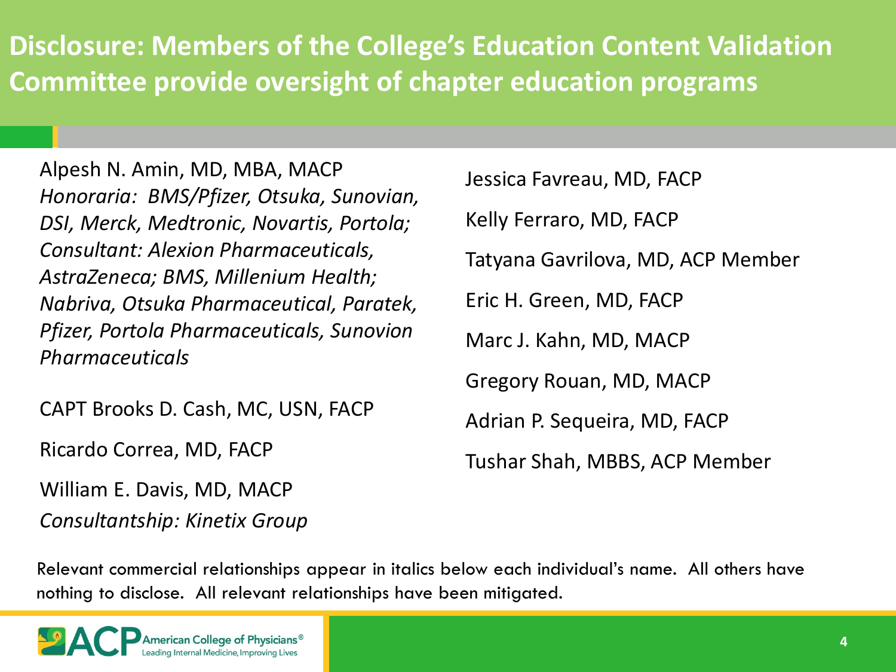# Disclosure: Members of the College's Education Content Validation Committee provide oversight of chapter education programs

Alpesh N. Amin, MD, MBA, MACP
*Honoraria: BMS/Pfizer, Otsuka, Sunovian, DSI, Merck, Medtronic, Novartis, Portola; Consultant: Alexion Pharmaceuticals, AstraZeneca; BMS, Millenium Health; Nabriva, Otsuka Pharmaceutical, Paratek, Pfizer, Portola Pharmaceuticals, Sunovion Pharmaceuticals*

CAPT Brooks D. Cash, MC, USN, FACP

Ricardo Correa, MD, FACP

William E. Davis, MD, MACP
*Consultantship: Kinetix Group*

Jessica Favreau, MD, FACP

Kelly Ferraro, MD, FACP

Tatyana Gavrilova, MD, ACP Member

Eric H. Green, MD, FACP

Marc J. Kahn, MD, MACP

Gregory Rouan, MD, MACP

Adrian P. Sequeira, MD, FACP

Tushar Shah, MBBS, ACP Member

Relevant commercial relationships appear in italics below each individual's name. All others have nothing to disclose. All relevant relationships have been mitigated.

American College of Physicians® Leading Internal Medicine, Improving Lives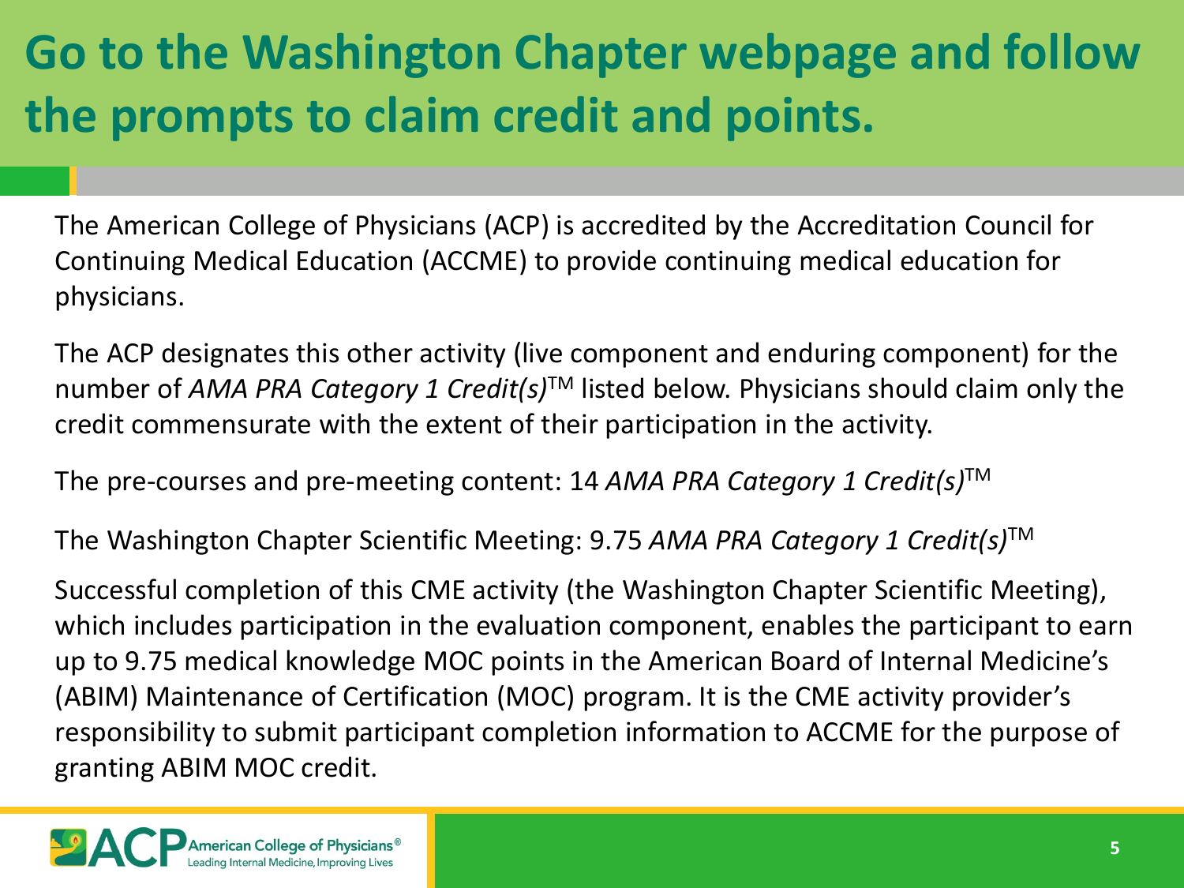# Go to the Washington Chapter webpage and follow the prompts to claim credit and points.

The American College of Physicians (ACP) is accredited by the Accreditation Council for Continuing Medical Education (ACCME) to provide continuing medical education for physicians.

The ACP designates this other activity (live component and enduring component) for the number of *AMA PRA Category 1 Credit(s)*™ listed below. Physicians should claim only the credit commensurate with the extent of their participation in the activity.

The pre-courses and pre-meeting content: 14 *AMA PRA Category 1 Credit(s)*™

The Washington Chapter Scientific Meeting: 9.75 *AMA PRA Category 1 Credit(s)*™

Successful completion of this CME activity (the Washington Chapter Scientific Meeting), which includes participation in the evaluation component, enables the participant to earn up to 9.75 medical knowledge MOC points in the American Board of Internal Medicine's (ABIM) Maintenance of Certification (MOC) program. It is the CME activity provider's responsibility to submit participant completion information to ACCME for the purpose of granting ABIM MOC credit.

ACP American College of Physicians®
Leading Internal Medicine, Improving Lives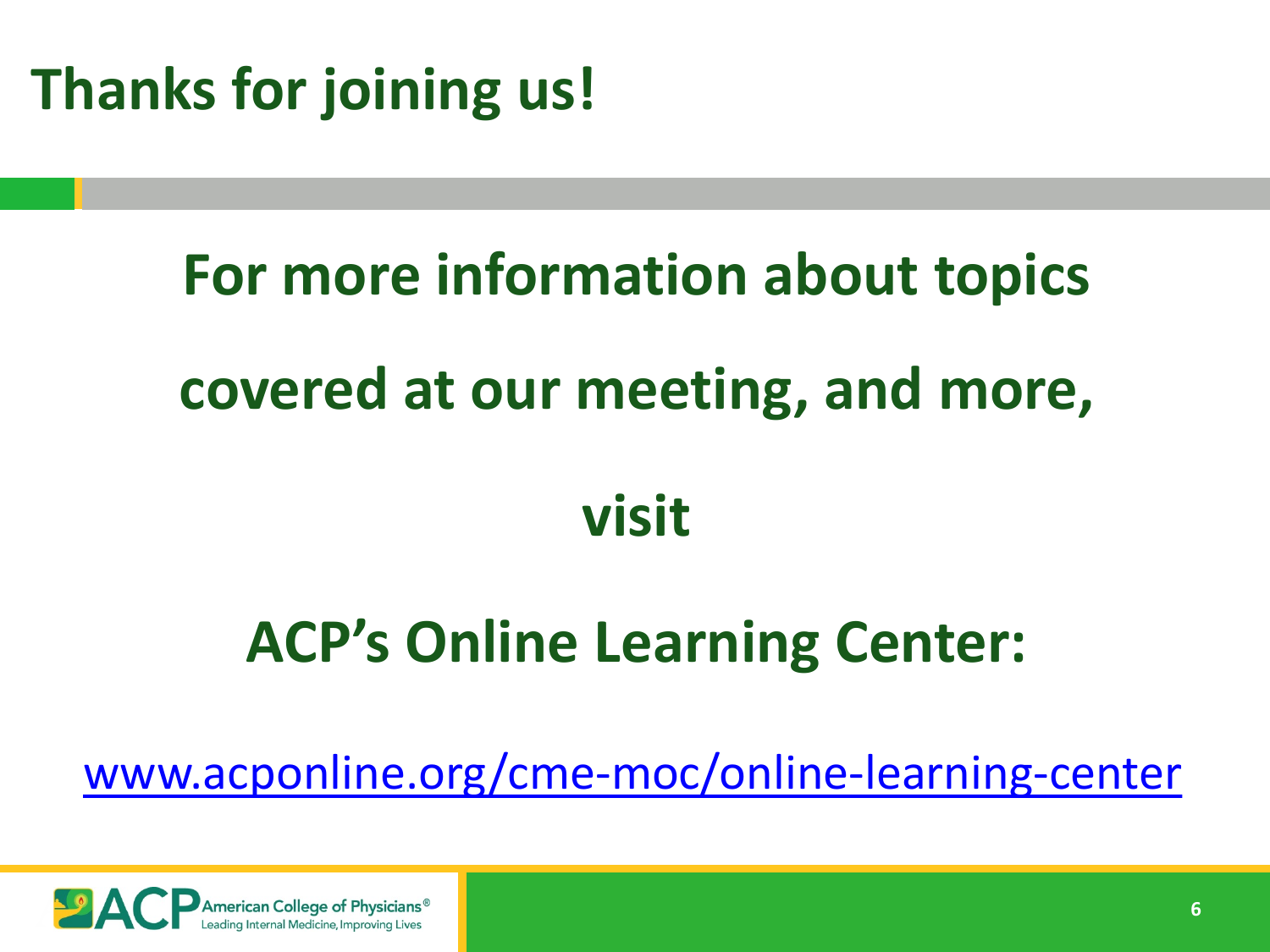# Thanks for joining us!

**For more information about topics covered at our meeting, and more, visit**

**ACP's Online Learning Center:**

[www.acponline.org/cme-moc/online-learning-center](http://www.acponline.org/cme-moc/online-learning-center)

American College of Physicians®
Leading Internal Medicine, Improving Lives